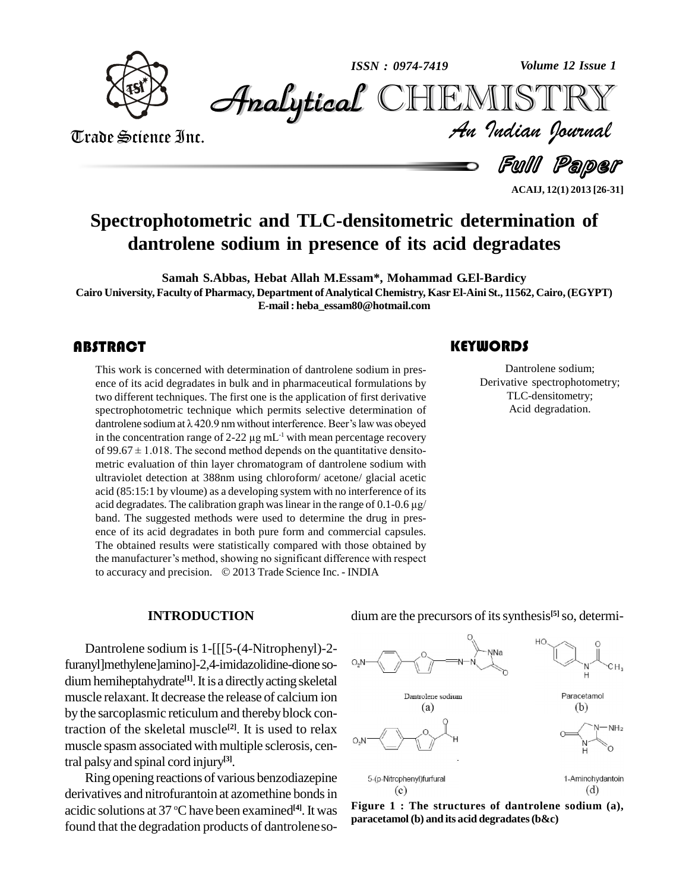# Spectrophotometric and TLC-densitometric determination of dantrolene sodium in presence of its acid degradates

**Samah S.Abbas, Hebat Allah M.Essam\*, Mohammad G.El-Bardicy**

Cairo University, Faculty of Pharmacy, Department of Analytical Chemistry, Kasr El-Aini St., 11562, Cairo, (EGYPT)

E-mail : heba_essam80@hotmail.com

## ABSTRACT

This work is concerned with determination of dantrolene sodium in presence of its acid degradates in bulk and in pharmaceutical formulations by two different techniques. The first one is the application of first derivative spectrophotometric technique which permits selective determination of dantrolene sodium at λ 420.9 nm without interference. Beer's law was obeyed in the concentration range of 2-22 μg mL$^{-1}$ with mean percentage recovery of 99.67 ± 1.018. The second method depends on the quantitative densitometric evaluation of thin layer chromatogram of dantrolene sodium with ultraviolet detection at 388nm using chloroform/ acetone/ glacial acetic acid (85:15:1 by vloume) as a developing system with no interference of its acid degradates. The calibration graph was linear in the range of 0.1-0.6 μg/band. The suggested methods were used to determine the drug in presence of its acid degradates in both pure form and commercial capsules. The obtained results were statistically compared with those obtained by the manufacturer's method, showing no significant difference with respect to accuracy and precision. © 2013 Trade Science Inc. - INDIA

## KEYWORDS

Dantrolene sodium;
Derivative spectrophotometry;
TLC-densitometry;
Acid degradation.

## INTRODUCTION

Dantrolene sodium is 1-[[[5-(4-Nitrophenyl)-2-furanyl]methylene]amino]-2,4-imidazolidine-dione sodium hemiheptahydrate[1]. It is a directly acting skeletal muscle relaxant. It decrease the release of calcium ion by the sarcoplasmic reticulum and thereby block contraction of the skeletal muscle[2]. It is used to relax muscle spasm associated with multiple sclerosis, central palsy and spinal cord injury[3].

Ring opening reactions of various benzodiazepine derivatives and nitrofurantoin at azomethine bonds in acidic solutions at 37 °C have been examined[4]. It was found that the degradation products of dantrolene sodium are the precursors of its synthesis[5] so, determi-

Dantrolene sodium (a) | Paracetamol (b) | 5-(p-Nitrophenyl)furfural (c) | 1-Aminohydantoin (d)

**Figure 1 : The structures of dantrolene sodium (a), paracetamol (b) and its acid degradates (b&c)**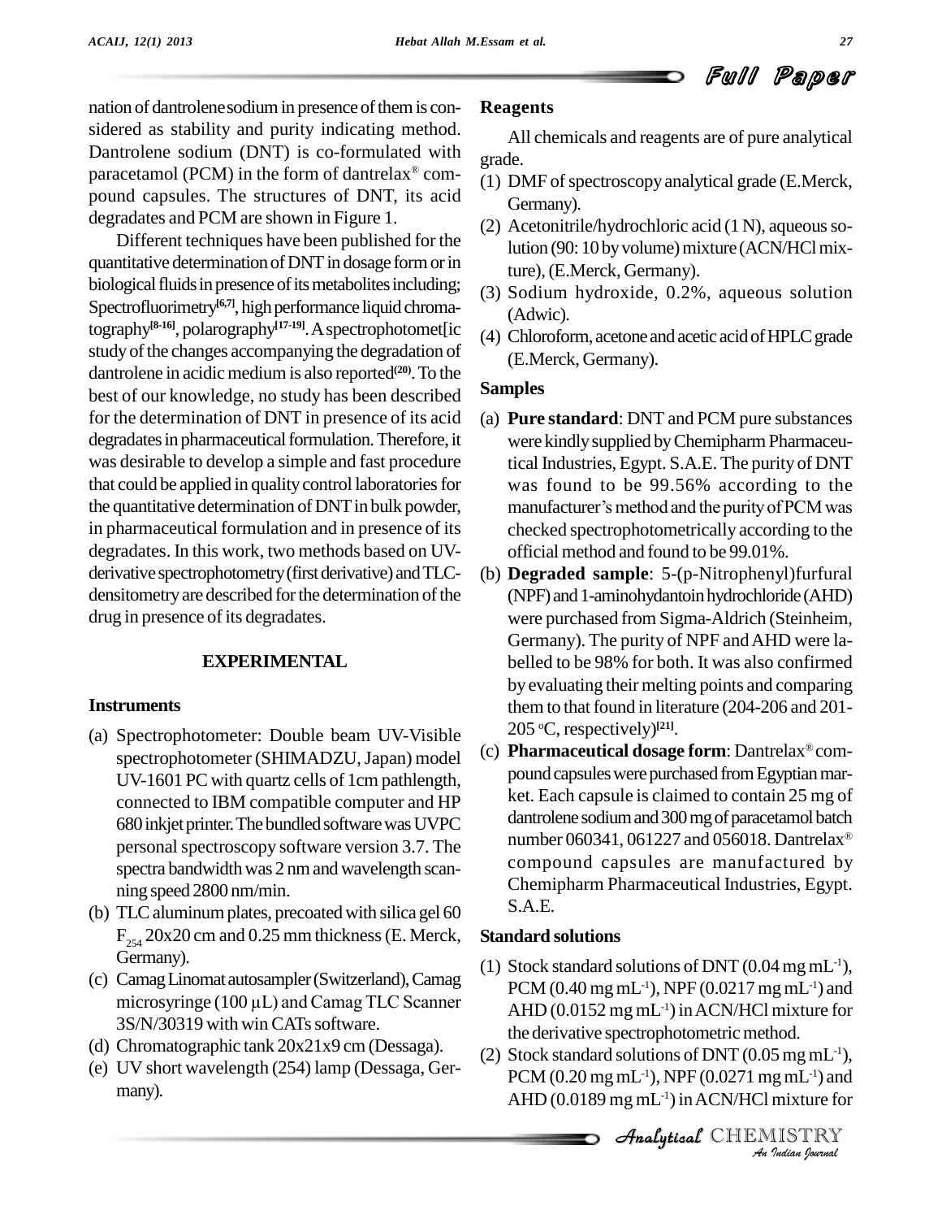nation of dantrolene sodium in presence of them is considered as stability and purity indicating method. Dantrolene sodium (DNT) is co-formulated with paracetamol (PCM) in the form of dantrelax® compound capsules. The structures of DNT, its acid degradates and PCM are shown in Figure 1.

Different techniques have been published for the quantitative determination of DNT in dosage form or in biological fluids in presence of its metabolites including; Spectrofluorimetry[6,7], high performance liquid chromatography[8-16], polarography[17-19]. A spectrophotomet[ic study of the changes accompanying the degradation of dantrolene in acidic medium is also reported(20). To the best of our knowledge, no study has been described for the determination of DNT in presence of its acid degradates in pharmaceutical formulation. Therefore, it was desirable to develop a simple and fast procedure that could be applied in quality control laboratories for the quantitative determination of DNT in bulk powder, in pharmaceutical formulation and in presence of its degradates. In this work, two methods based on UV-derivative spectrophotometry (first derivative) and TLC-densitometry are described for the determination of the drug in presence of its degradates.

## EXPERIMENTAL

### Instruments

(a) Spectrophotometer: Double beam UV-Visible spectrophotometer (SHIMADZU, Japan) model UV-1601 PC with quartz cells of 1cm pathlength, connected to IBM compatible computer and HP 680 inkjet printer. The bundled software was UVPC personal spectroscopy software version 3.7. The spectra bandwidth was 2 nm and wavelength scanning speed 2800 nm/min.

(b) TLC aluminum plates, precoated with silica gel 60 $F_{254}$ 20x20 cm and 0.25 mm thickness (E. Merck, Germany).

(c) Camag Linomat autosampler (Switzerland), Camag microsyringe (100 μL) and Camag TLC Scanner 3S/N/30319 with win CATs software.

(d) Chromatographic tank 20x21x9 cm (Dessaga).

(e) UV short wavelength (254) lamp (Dessaga, Germany).

### Reagents

All chemicals and reagents are of pure analytical grade.

(1) DMF of spectroscopy analytical grade (E.Merck, Germany).

(2) Acetonitrile/hydrochloric acid (1 N), aqueous solution (90: 10 by volume) mixture (ACN/HCl mixture), (E.Merck, Germany).

(3) Sodium hydroxide, 0.2%, aqueous solution (Adwic).

(4) Chloroform, acetone and acetic acid of HPLC grade (E.Merck, Germany).

### Samples

(a) **Pure standard**: DNT and PCM pure substances were kindly supplied by Chemipharm Pharmaceutical Industries, Egypt. S.A.E. The purity of DNT was found to be 99.56% according to the manufacturer's method and the purity of PCM was checked spectrophotometrically according to the official method and found to be 99.01%.

(b) **Degraded sample**: 5-(p-Nitrophenyl)furfural (NPF) and 1-aminohydantoin hydrochloride (AHD) were purchased from Sigma-Aldrich (Steinheim, Germany). The purity of NPF and AHD were labelled to be 98% for both. It was also confirmed by evaluating their melting points and comparing them to that found in literature (204-206 and 201-205 °C, respectively)[21].

(c) **Pharmaceutical dosage form**: Dantrelax® compound capsules were purchased from Egyptian market. Each capsule is claimed to contain 25 mg of dantrolene sodium and 300 mg of paracetamol batch number 060341, 061227 and 056018. Dantrelax® compound capsules are manufactured by Chemipharm Pharmaceutical Industries, Egypt. S.A.E.

### Standard solutions

(1) Stock standard solutions of DNT (0.04 mg $mL^{-1}$), PCM (0.40 mg $mL^{-1}$), NPF (0.0217 mg $mL^{-1}$) and AHD (0.0152 mg $mL^{-1}$) in ACN/HCl mixture for the derivative spectrophotometric method.

(2) Stock standard solutions of DNT (0.05 mg $mL^{-1}$), PCM (0.20 mg $mL^{-1}$), NPF (0.0271 mg $mL^{-1}$) and AHD (0.0189 mg $mL^{-1}$) in ACN/HCl mixture for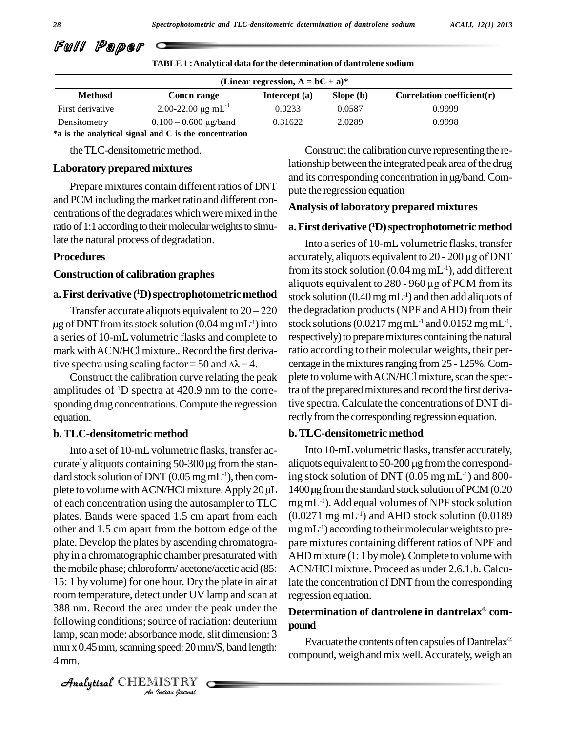TABLE 1 : Analytical data for the determination of dantrolene sodium

| (Linear regression, A = bC + a)* | | | | |
|---|---|---|---|---|
| Methosd | Concn range | Intercept (a) | Slope (b) | Correlation coefficient(r) |
| First derivative | 2.00-22.00 μg $mL^{-1}$ | 0.0233 | 0.0587 | 0.9999 |
| Densitometry | 0.100 – 0.600 μg/band | 0.31622 | 2.0289 | 0.9998 |

***a is the analytical signal and C is the concentration**

the TLC-densitometric method.

### Laboratory prepared mixtures

Prepare mixtures contain different ratios of DNT and PCM including the market ratio and different concentrations of the degradates which were mixed in the ratio of 1:1 according to their molecular weights to simulate the natural process of degradation.

### Procedures

### Construction of calibration graphes

#### a. First derivative ($^1$D) spectrophotometric method

Transfer accurate aliquots equivalent to 20 – 220 μg of DNT from its stock solution (0.04 mg $mL^{-1}$) into a series of 10-mL volumetric flasks and complete to mark with ACN/HCl mixture.. Record the first derivative spectra using scaling factor = 50 and $\Delta\lambda = 4$.

Construct the calibration curve relating the peak amplitudes of $^1$D spectra at 420.9 nm to the corresponding drug concentrations. Compute the regression equation.

#### b. TLC-densitometric method

Into a set of 10-mL volumetric flasks, transfer accurately aliquots containing 50-300 μg from the standard stock solution of DNT (0.05 mg $mL^{-1}$), then complete to volume with ACN/HCl mixture. Apply 20 μL of each concentration using the autosampler to TLC plates. Bands were spaced 1.5 cm apart from each other and 1.5 cm apart from the bottom edge of the plate. Develop the plates by ascending chromatography in a chromatographic chamber presaturated with the mobile phase; chloroform/ acetone/acetic acid (85: 15: 1 by volume) for one hour. Dry the plate in air at room temperature, detect under UV lamp and scan at 388 nm. Record the area under the peak under the following conditions; source of radiation: deuterium lamp, scan mode: absorbance mode, slit dimension: 3 mm x 0.45 mm, scanning speed: 20 mm/S, band length: 4 mm.

Construct the calibration curve representing the relationship between the integrated peak area of the drug and its corresponding concentration in μg/band. Compute the regression equation

### Analysis of laboratory prepared mixtures

#### a. First derivative ($^1$D) spectrophotometric method

Into a series of 10-mL volumetric flasks, transfer accurately, aliquots equivalent to 20 - 200 μg of DNT from its stock solution (0.04 mg $mL^{-1}$), add different aliquots equivalent to 280 - 960 μg of PCM from its stock solution (0.40 mg $mL^{-1}$) and then add aliquots of the degradation products (NPF and AHD) from their stock solutions (0.0217 mg $mL^{-1}$ and 0.0152 mg $mL^{-1}$, respectively) to prepare mixtures containing the natural ratio according to their molecular weights, their percentage in the mixtures ranging from 25 - 125%. Complete to volume with ACN/HCl mixture, scan the spectra of the prepared mixtures and record the first derivative spectra. Calculate the concentrations of DNT directly from the corresponding regression equation.

#### b. TLC-densitometric method

Into 10-mL volumetric flasks, transfer accurately, aliquots equivalent to 50-200 μg from the corresponding stock solution of DNT (0.05 mg $mL^{-1}$) and 800-1400 μg from the standard stock solution of PCM (0.20 mg $mL^{-1}$). Add equal volumes of NPF stock solution (0.0271 mg $mL^{-1}$) and AHD stock solution (0.0189 mg $mL^{-1}$) according to their molecular weights to prepare mixtures containing different ratios of NPF and AHD mixture (1: 1 by mole). Complete to volume with ACN/HCl mixture. Proceed as under 2.6.1.b. Calculate the concentration of DNT from the corresponding regression equation.

### Determination of dantrolene in dantrelax® compound

Evacuate the contents of ten capsules of Dantrelax® compound, weigh and mix well. Accurately, weigh an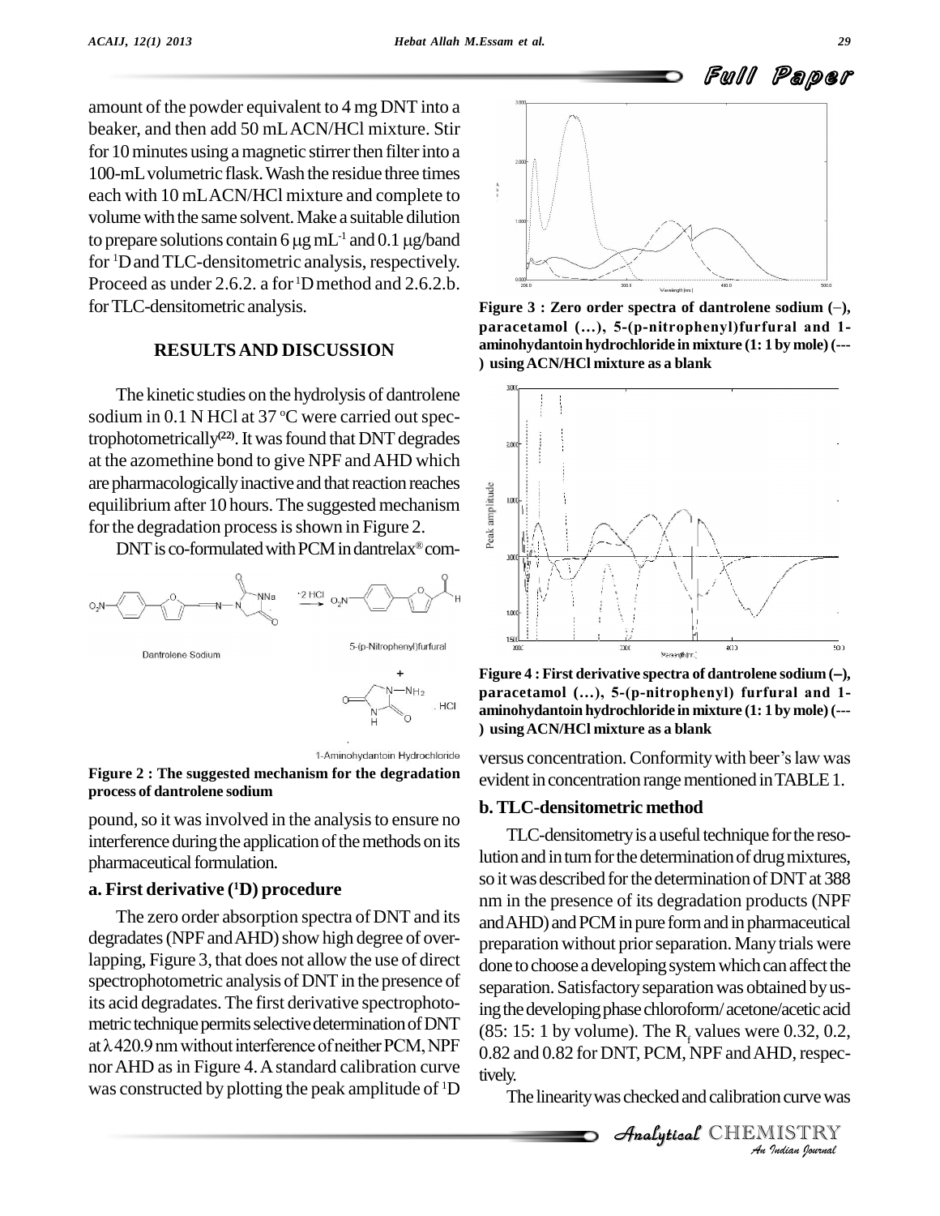amount of the powder equivalent to 4 mg DNT into a beaker, and then add 50 mL ACN/HCl mixture. Stir for 10 minutes using a magnetic stirrer then filter into a 100-mL volumetric flask. Wash the residue three times each with 10 mL ACN/HCl mixture and complete to volume with the same solvent. Make a suitable dilution to prepare solutions contain 6 μg $mL^{-1}$ and 0.1 μg/band for $^1$D and TLC-densitometric analysis, respectively. Proceed as under 2.6.2. a for $^1$D method and 2.6.2.b. for TLC-densitometric analysis.

## RESULTS AND DISCUSSION

The kinetic studies on the hydrolysis of dantrolene sodium in 0.1 N HCl at 37 °C were carried out spectrophotometrically[22]. It was found that DNT degrades at the azomethine bond to give NPF and AHD which are pharmacologically inactive and that reaction reaches equilibrium after 10 hours. The suggested mechanism for the degradation process is shown in Figure 2.

DNT is co-formulated with PCM in dantrelax® compound, so it was involved in the analysis to ensure no interference during the application of the methods on its pharmaceutical formulation.

Figure 2 : The suggested mechanism for the degradation process of dantrolene sodium

### a. First derivative ($^1$D) procedure

The zero order absorption spectra of DNT and its degradates (NPF and AHD) show high degree of overlapping, Figure 3, that does not allow the use of direct spectrophotometric analysis of DNT in the presence of its acid degradates. The first derivative spectrophotometric technique permits selective determination of DNT at λ 420.9 nm without interference of neither PCM, NPF nor AHD as in Figure 4. A standard calibration curve was constructed by plotting the peak amplitude of $^1$D versus concentration. Conformity with beer's law was evident in concentration range mentioned in TABLE 1.

Figure 3 : Zero order spectra of dantrolene sodium (–), paracetamol (…), 5-(p-nitrophenyl)furfural and 1-aminohydantoin hydrochloride in mixture (1: 1 by mole) (---) using ACN/HCl mixture as a blank

Figure 4 : First derivative spectra of dantrolene sodium (–), paracetamol (…), 5-(p-nitrophenyl) furfural and 1-aminohydantoin hydrochloride in mixture (1: 1 by mole) (---) using ACN/HCl mixture as a blank

### b. TLC-densitometric method

TLC-densitometry is a useful technique for the resolution and in turn for the determination of drug mixtures, so it was described for the determination of DNT at 388 nm in the presence of its degradation products (NPF and AHD) and PCM in pure form and in pharmaceutical preparation without prior separation. Many trials were done to choose a developing system which can affect the separation. Satisfactory separation was obtained by using the developing phase chloroform/ acetone/acetic acid (85: 15: 1 by volume). The $R_f$ values were 0.32, 0.2, 0.82 and 0.82 for DNT, PCM, NPF and AHD, respectively.

The linearity was checked and calibration curve was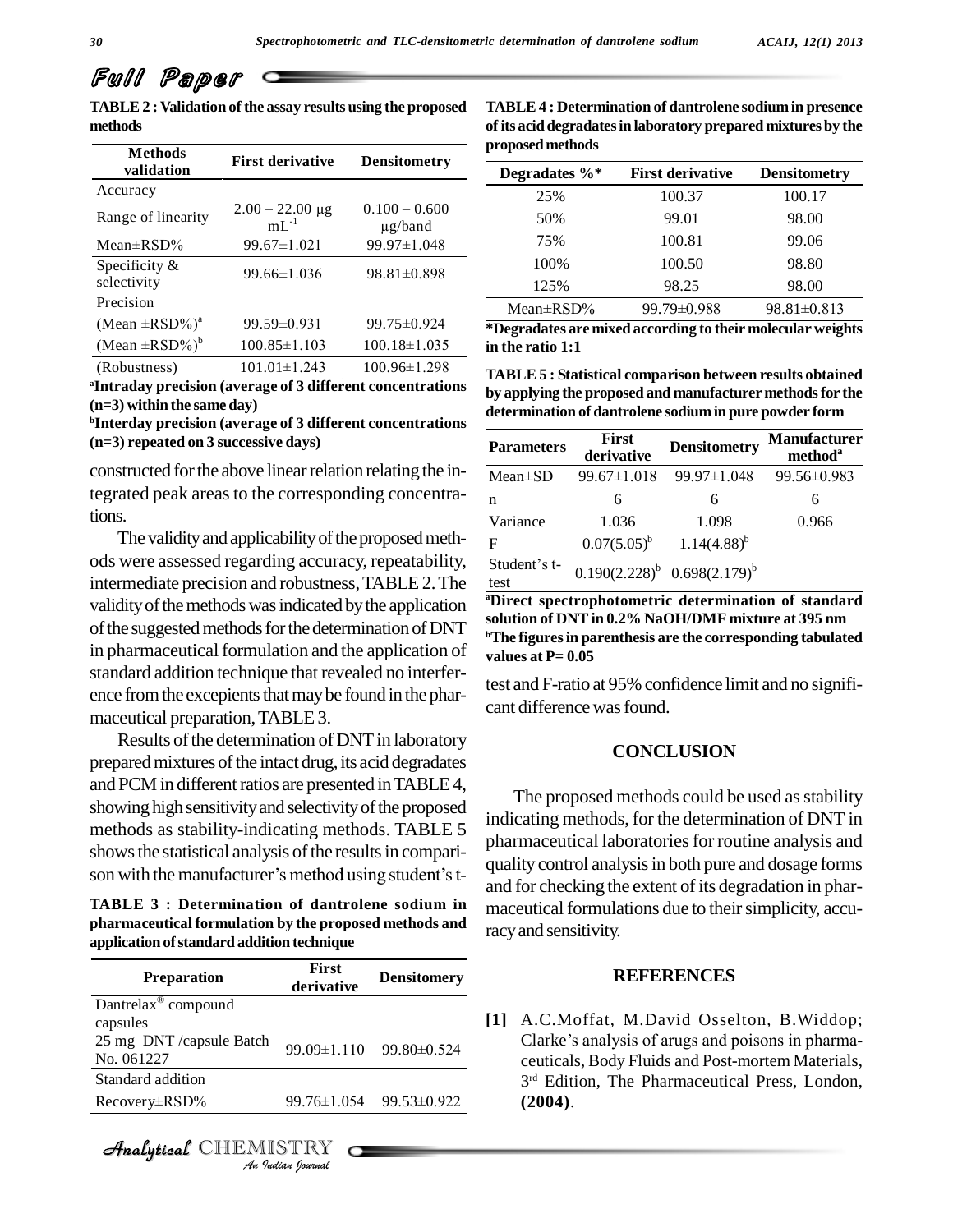**TABLE 2 : Validation of the assay results using the proposed methods**

| Methods validation | First derivative | Densitometry |
|---|---|---|
| Accuracy | | |
| Range of linearity | 2.00 – 22.00 μg mL$^{-1}$ | 0.100 – 0.600 μg/band |
| Mean±RSD% | 99.67±1.021 | 99.97±1.048 |
| Specificity & selectivity | 99.66±1.036 | 98.81±0.898 |
| Precision | | |
| (Mean ±RSD%)[a] | 99.59±0.931 | 99.75±0.924 |
| (Mean ±RSD%)[b] | 100.85±1.103 | 100.18±1.035 |
| (Robustness) | 101.01±1.243 | 100.96±1.298 |

[a]Intraday precision (average of 3 different concentrations (n=3) within the same day)

[b]Interday precision (average of 3 different concentrations (n=3) repeated on 3 successive days)

constructed for the above linear relation relating the integrated peak areas to the corresponding concentrations.

The validity and applicability of the proposed methods were assessed regarding accuracy, repeatability, intermediate precision and robustness, TABLE 2. The validity of the methods was indicated by the application of the suggested methods for the determination of DNT in pharmaceutical formulation and the application of standard addition technique that revealed no interference from the excepients that may be found in the pharmaceutical preparation, TABLE 3.

Results of the determination of DNT in laboratory prepared mixtures of the intact drug, its acid degradates and PCM in different ratios are presented in TABLE 4, showing high sensitivity and selectivity of the proposed methods as stability-indicating methods. TABLE 5 shows the statistical analysis of the results in comparison with the manufacturer's method using student's t-test and F-ratio at 95% confidence limit and no significant difference was found.

**TABLE 3 : Determination of dantrolene sodium in pharmaceutical formulation by the proposed methods and application of standard addition technique**

| Preparation | First derivative | Densitomery |
|---|---|---|
| Dantrelax® compound capsules 25 mg DNT /capsule Batch No. 061227 | 99.09±1.110 | 99.80±0.524 |
| Standard addition Recovery±RSD% | 99.76±1.054 | 99.53±0.922 |

**TABLE 4 : Determination of dantrolene sodium in presence of its acid degradates in laboratory prepared mixtures by the proposed methods**

| Degradates %* | First derivative | Densitometry |
|---|---|---|
| 25% | 100.37 | 100.17 |
| 50% | 99.01 | 98.00 |
| 75% | 100.81 | 99.06 |
| 100% | 100.50 | 98.80 |
| 125% | 98.25 | 98.00 |
| Mean±RSD% | 99.79±0.988 | 98.81±0.813 |

*Degradates are mixed according to their molecular weights in the ratio 1:1

**TABLE 5 : Statistical comparison between results obtained by applying the proposed and manufacturer methods for the determination of dantrolene sodium in pure powder form**

| Parameters | First derivative | Densitometry | Manufacturer method[a] |
|---|---|---|---|
| Mean±SD | 99.67±1.018 | 99.97±1.048 | 99.56±0.983 |
| n | 6 | 6 | 6 |
| Variance | 1.036 | 1.098 | 0.966 |
| F | 0.07(5.05)[b] | 1.14(4.88)[b] | |
| Student's t-test | 0.190(2.228)[b] | 0.698(2.179)[b] | |

[a]Direct spectrophotometric determination of standard solution of DNT in 0.2% NaOH/DMF mixture at 395 nm

[b]The figures in parenthesis are the corresponding tabulated values at P= 0.05

## CONCLUSION

The proposed methods could be used as stability indicating methods, for the determination of DNT in pharmaceutical laboratories for routine analysis and quality control analysis in both pure and dosage forms and for checking the extent of its degradation in pharmaceutical formulations due to their simplicity, accuracy and sensitivity.

## REFERENCES

[1] A.C.Moffat, M.David Osselton, B.Widdop; Clarke's analysis of arugs and poisons in pharmaceuticals, Body Fluids and Post-mortem Materials, 3rd Edition, The Pharmaceutical Press, London, **(2004)**.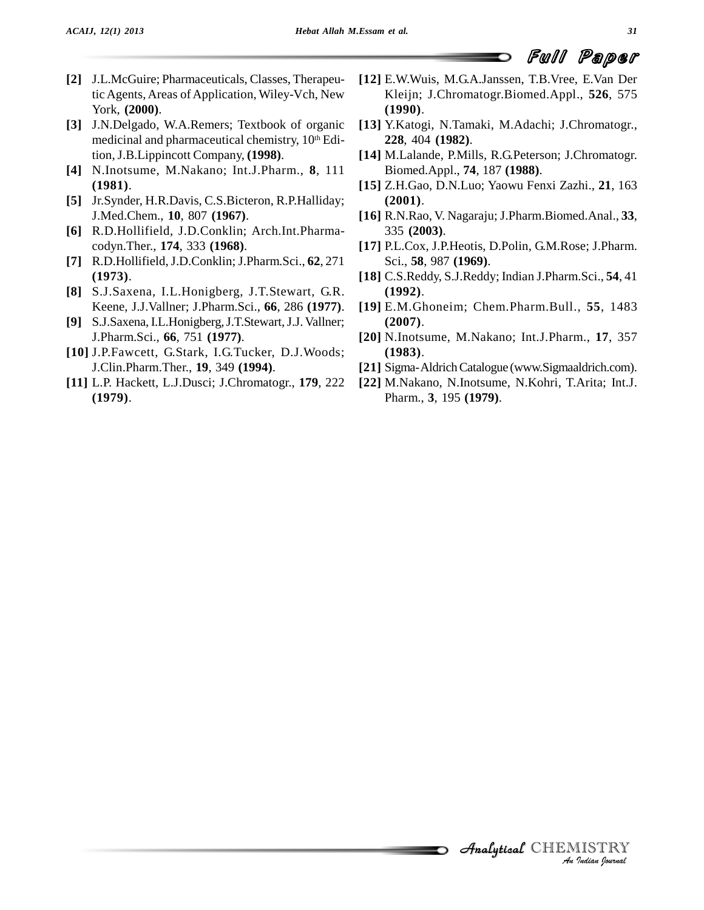**[2]** J.L.McGuire; Pharmaceuticals, Classes, Therapeutic Agents, Areas of Application, Wiley-Vch, New York, **(2000)**.

**[3]** J.N.Delgado, W.A.Remers; Textbook of organic medicinal and pharmaceutical chemistry, 10th Edition, J.B.Lippincott Company, **(1998)**.

**[4]** N.Inotsume, M.Nakano; Int.J.Pharm., **8**, 111 **(1981)**.

**[5]** Jr.Synder, H.R.Davis, C.S.Bicteron, R.P.Halliday; J.Med.Chem., **10**, 807 **(1967)**.

**[6]** R.D.Hollifield, J.D.Conklin; Arch.Int.Pharmacodyn.Ther., **174**, 333 **(1968)**.

**[7]** R.D.Hollifield, J.D.Conklin; J.Pharm.Sci., **62**, 271 **(1973)**.

**[8]** S.J.Saxena, I.L.Honigberg, J.T.Stewart, G.R. Keene, J.J.Vallner; J.Pharm.Sci., **66**, 286 **(1977)**.

**[9]** S.J.Saxena, I.L.Honigberg, J.T.Stewart, J.J. Vallner; J.Pharm.Sci., **66**, 751 **(1977)**.

**[10]** J.P.Fawcett, G.Stark, I.G.Tucker, D.J.Woods; J.Clin.Pharm.Ther., **19**, 349 **(1994)**.

**[11]** L.P. Hackett, L.J.Dusci; J.Chromatogr., **179**, 222 **(1979)**.

**[12]** E.W.Wuis, M.G.A.Janssen, T.B.Vree, E.Van Der Kleijn; J.Chromatogr.Biomed.Appl., **526**, 575 **(1990)**.

**[13]** Y.Katogi, N.Tamaki, M.Adachi; J.Chromatogr., **228**, 404 **(1982)**.

**[14]** M.Lalande, P.Mills, R.G.Peterson; J.Chromatogr. Biomed.Appl., **74**, 187 **(1988)**.

**[15]** Z.H.Gao, D.N.Luo; Yaowu Fenxi Zazhi., **21**, 163 **(2001)**.

**[16]** R.N.Rao, V. Nagaraju; J.Pharm.Biomed.Anal., **33**, 335 **(2003)**.

**[17]** P.L.Cox, J.P.Heotis, D.Polin, G.M.Rose; J.Pharm. Sci., **58**, 987 **(1969)**.

**[18]** C.S.Reddy, S.J.Reddy; Indian J.Pharm.Sci., **54**, 41 **(1992)**.

**[19]** E.M.Ghoneim; Chem.Pharm.Bull., **55**, 1483 **(2007)**.

**[20]** N.Inotsume, M.Nakano; Int.J.Pharm., **17**, 357 **(1983)**.

**[21]** Sigma-Aldrich Catalogue (www.Sigmaaldrich.com).

**[22]** M.Nakano, N.Inotsume, N.Kohri, T.Arita; Int.J. Pharm., **3**, 195 **(1979)**.